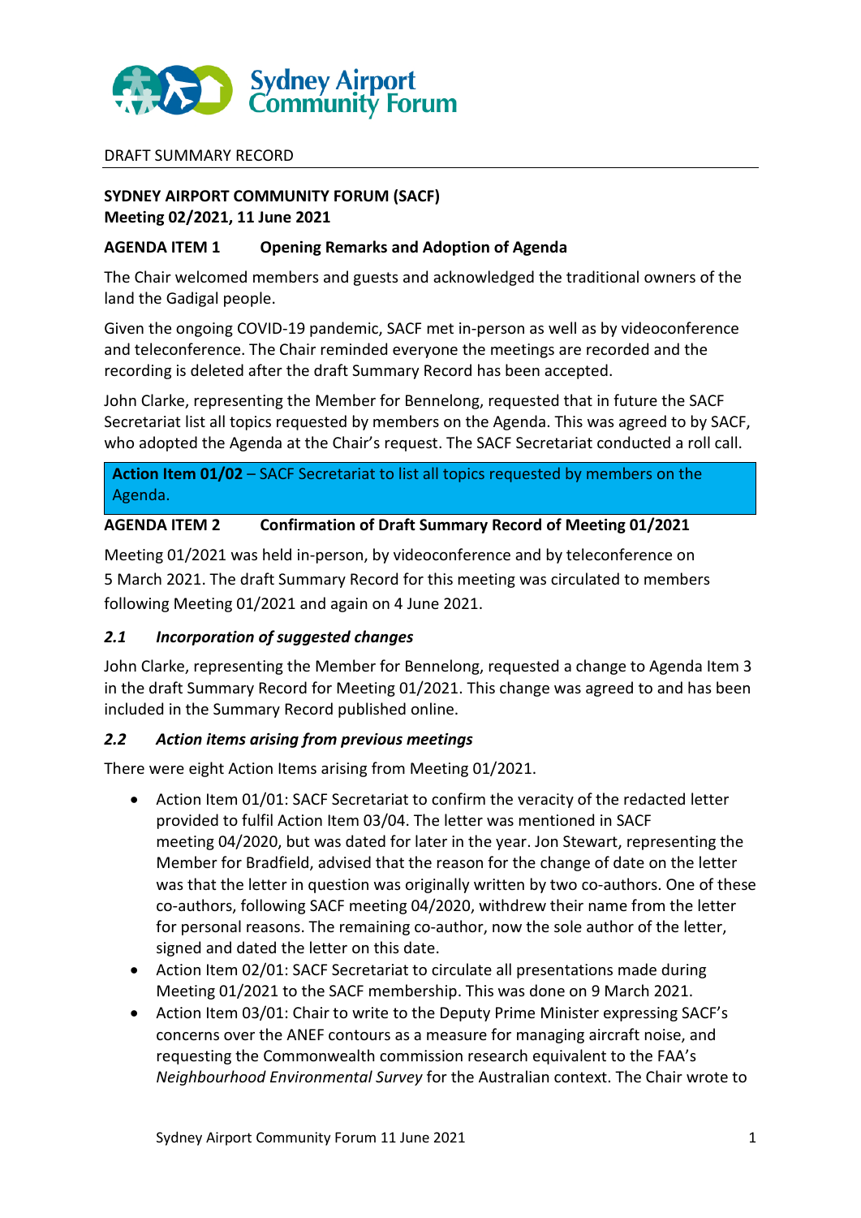DRAFT SUMMARY RECORD

**SYDNEY AIRPORT COMMUNITY FORUM (SACF)**
**Meeting 02/2021, 11 June 2021**

## AGENDA ITEM 1 Opening Remarks and Adoption of Agenda

The Chair welcomed members and guests and acknowledged the traditional owners of the land the Gadigal people.

Given the ongoing COVID-19 pandemic, SACF met in-person as well as by videoconference and teleconference. The Chair reminded everyone the meetings are recorded and the recording is deleted after the draft Summary Record has been accepted.

John Clarke, representing the Member for Bennelong, requested that in future the SACF Secretariat list all topics requested by members on the Agenda. This was agreed to by SACF, who adopted the Agenda at the Chair's request. The SACF Secretariat conducted a roll call.

**Action Item 01/02** – SACF Secretariat to list all topics requested by members on the Agenda.

## AGENDA ITEM 2 Confirmation of Draft Summary Record of Meeting 01/2021

Meeting 01/2021 was held in-person, by videoconference and by teleconference on 5 March 2021. The draft Summary Record for this meeting was circulated to members following Meeting 01/2021 and again on 4 June 2021.

### *2.1 Incorporation of suggested changes*

John Clarke, representing the Member for Bennelong, requested a change to Agenda Item 3 in the draft Summary Record for Meeting 01/2021. This change was agreed to and has been included in the Summary Record published online.

### *2.2 Action items arising from previous meetings*

There were eight Action Items arising from Meeting 01/2021.

- Action Item 01/01: SACF Secretariat to confirm the veracity of the redacted letter provided to fulfil Action Item 03/04. The letter was mentioned in SACF meeting 04/2020, but was dated for later in the year. Jon Stewart, representing the Member for Bradfield, advised that the reason for the change of date on the letter was that the letter in question was originally written by two co-authors. One of these co-authors, following SACF meeting 04/2020, withdrew their name from the letter for personal reasons. The remaining co-author, now the sole author of the letter, signed and dated the letter on this date.
- Action Item 02/01: SACF Secretariat to circulate all presentations made during Meeting 01/2021 to the SACF membership. This was done on 9 March 2021.
- Action Item 03/01: Chair to write to the Deputy Prime Minister expressing SACF's concerns over the ANEF contours as a measure for managing aircraft noise, and requesting the Commonwealth commission research equivalent to the FAA's *Neighbourhood Environmental Survey* for the Australian context. The Chair wrote to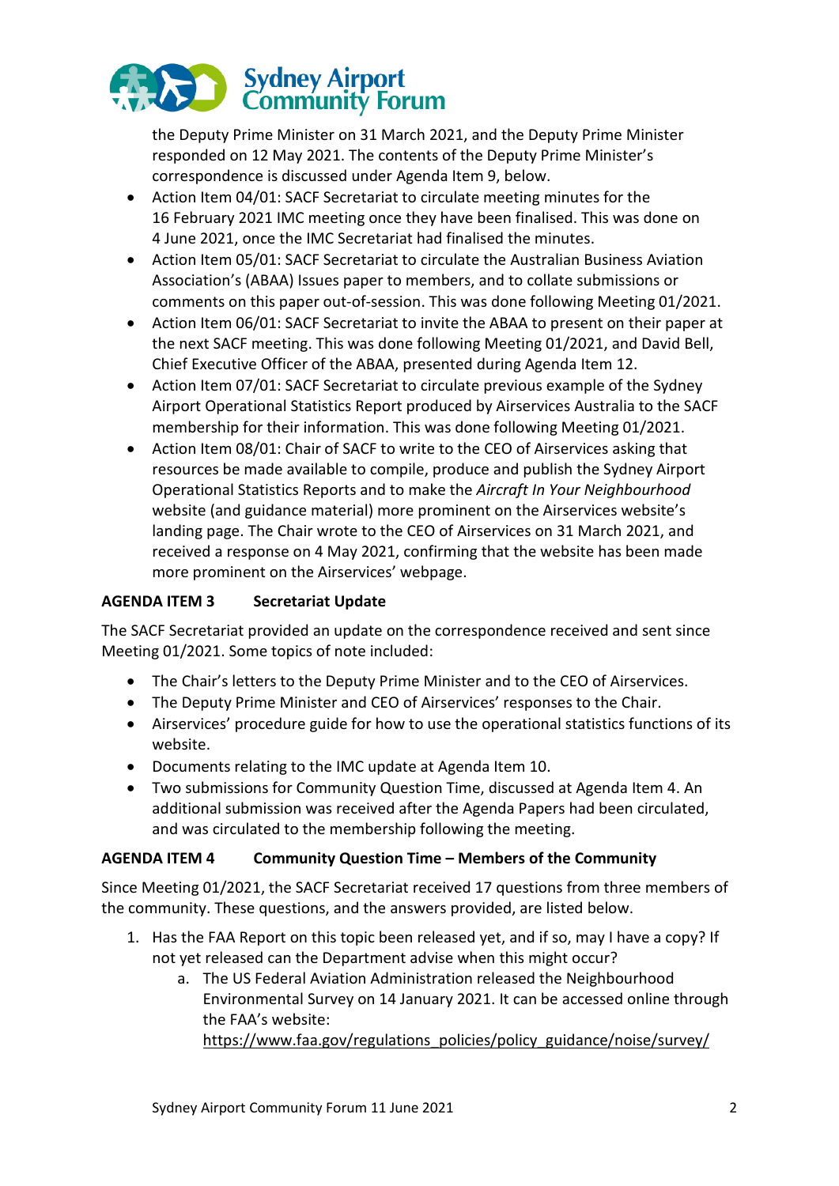the Deputy Prime Minister on 31 March 2021, and the Deputy Prime Minister responded on 12 May 2021. The contents of the Deputy Prime Minister's correspondence is discussed under Agenda Item 9, below.

- Action Item 04/01: SACF Secretariat to circulate meeting minutes for the 16 February 2021 IMC meeting once they have been finalised. This was done on 4 June 2021, once the IMC Secretariat had finalised the minutes.
- Action Item 05/01: SACF Secretariat to circulate the Australian Business Aviation Association's (ABAA) Issues paper to members, and to collate submissions or comments on this paper out-of-session. This was done following Meeting 01/2021.
- Action Item 06/01: SACF Secretariat to invite the ABAA to present on their paper at the next SACF meeting. This was done following Meeting 01/2021, and David Bell, Chief Executive Officer of the ABAA, presented during Agenda Item 12.
- Action Item 07/01: SACF Secretariat to circulate previous example of the Sydney Airport Operational Statistics Report produced by Airservices Australia to the SACF membership for their information. This was done following Meeting 01/2021.
- Action Item 08/01: Chair of SACF to write to the CEO of Airservices asking that resources be made available to compile, produce and publish the Sydney Airport Operational Statistics Reports and to make the *Aircraft In Your Neighbourhood* website (and guidance material) more prominent on the Airservices website's landing page. The Chair wrote to the CEO of Airservices on 31 March 2021, and received a response on 4 May 2021, confirming that the website has been made more prominent on the Airservices' webpage.

**AGENDA ITEM 3 Secretariat Update**

The SACF Secretariat provided an update on the correspondence received and sent since Meeting 01/2021. Some topics of note included:

- The Chair's letters to the Deputy Prime Minister and to the CEO of Airservices.
- The Deputy Prime Minister and CEO of Airservices' responses to the Chair.
- Airservices' procedure guide for how to use the operational statistics functions of its website.
- Documents relating to the IMC update at Agenda Item 10.
- Two submissions for Community Question Time, discussed at Agenda Item 4. An additional submission was received after the Agenda Papers had been circulated, and was circulated to the membership following the meeting.

**AGENDA ITEM 4 Community Question Time – Members of the Community**

Since Meeting 01/2021, the SACF Secretariat received 17 questions from three members of the community. These questions, and the answers provided, are listed below.

1. Has the FAA Report on this topic been released yet, and if so, may I have a copy? If not yet released can the Department advise when this might occur?
   a. The US Federal Aviation Administration released the Neighbourhood Environmental Survey on 14 January 2021. It can be accessed online through the FAA's website: https://www.faa.gov/regulations_policies/policy_guidance/noise/survey/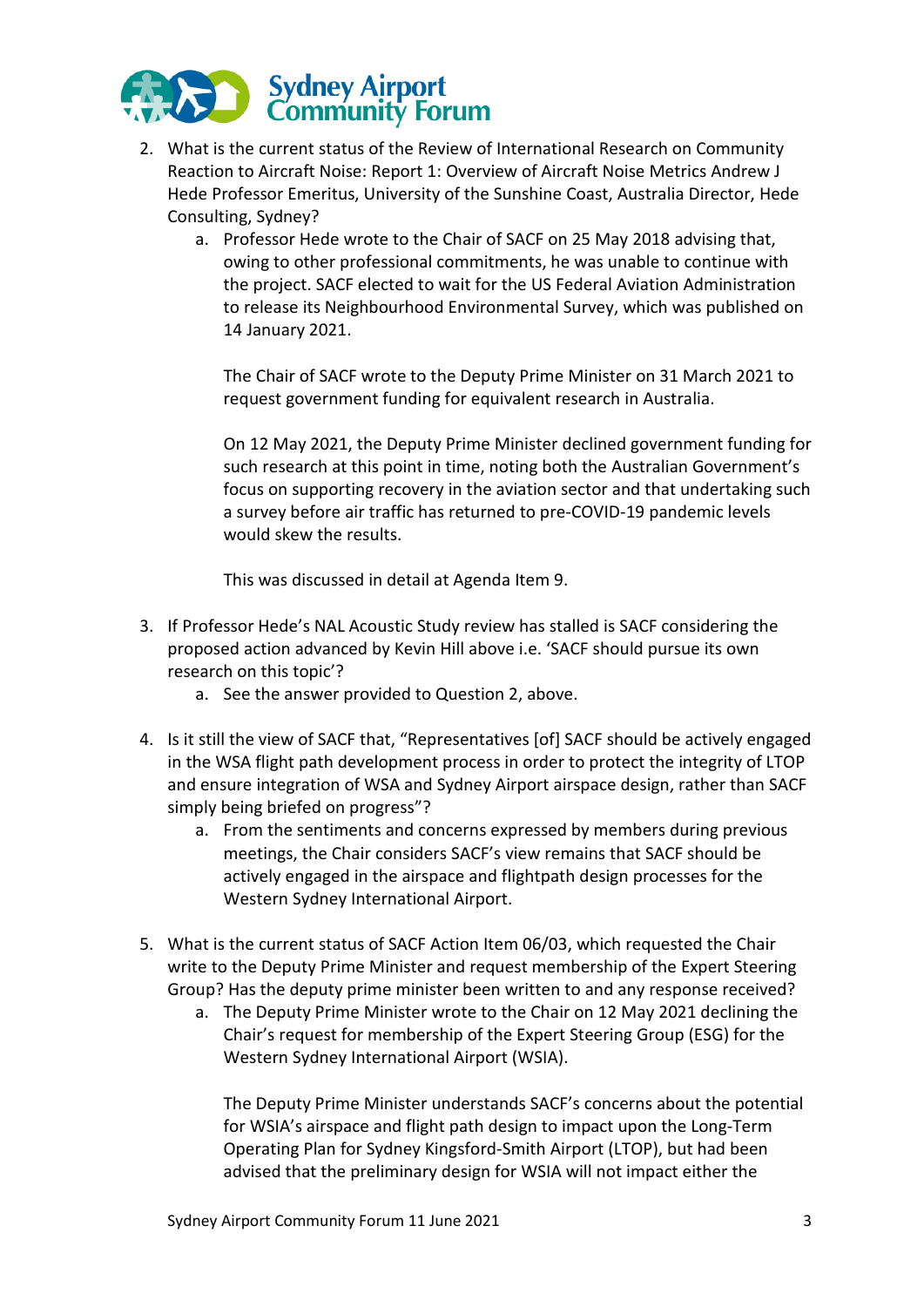2. What is the current status of the Review of International Research on Community Reaction to Aircraft Noise: Report 1: Overview of Aircraft Noise Metrics Andrew J Hede Professor Emeritus, University of the Sunshine Coast, Australia Director, Hede Consulting, Sydney?
    a. Professor Hede wrote to the Chair of SACF on 25 May 2018 advising that, owing to other professional commitments, he was unable to continue with the project. SACF elected to wait for the US Federal Aviation Administration to release its Neighbourhood Environmental Survey, which was published on 14 January 2021.

       The Chair of SACF wrote to the Deputy Prime Minister on 31 March 2021 to request government funding for equivalent research in Australia.

       On 12 May 2021, the Deputy Prime Minister declined government funding for such research at this point in time, noting both the Australian Government's focus on supporting recovery in the aviation sector and that undertaking such a survey before air traffic has returned to pre-COVID-19 pandemic levels would skew the results.

       This was discussed in detail at Agenda Item 9.

3. If Professor Hede's NAL Acoustic Study review has stalled is SACF considering the proposed action advanced by Kevin Hill above i.e. 'SACF should pursue its own research on this topic'?
    a. See the answer provided to Question 2, above.

4. Is it still the view of SACF that, "Representatives [of] SACF should be actively engaged in the WSA flight path development process in order to protect the integrity of LTOP and ensure integration of WSA and Sydney Airport airspace design, rather than SACF simply being briefed on progress"?
    a. From the sentiments and concerns expressed by members during previous meetings, the Chair considers SACF's view remains that SACF should be actively engaged in the airspace and flightpath design processes for the Western Sydney International Airport.

5. What is the current status of SACF Action Item 06/03, which requested the Chair write to the Deputy Prime Minister and request membership of the Expert Steering Group? Has the deputy prime minister been written to and any response received?
    a. The Deputy Prime Minister wrote to the Chair on 12 May 2021 declining the Chair's request for membership of the Expert Steering Group (ESG) for the Western Sydney International Airport (WSIA).

       The Deputy Prime Minister understands SACF's concerns about the potential for WSIA's airspace and flight path design to impact upon the Long-Term Operating Plan for Sydney Kingsford-Smith Airport (LTOP), but had been advised that the preliminary design for WSIA will not impact either the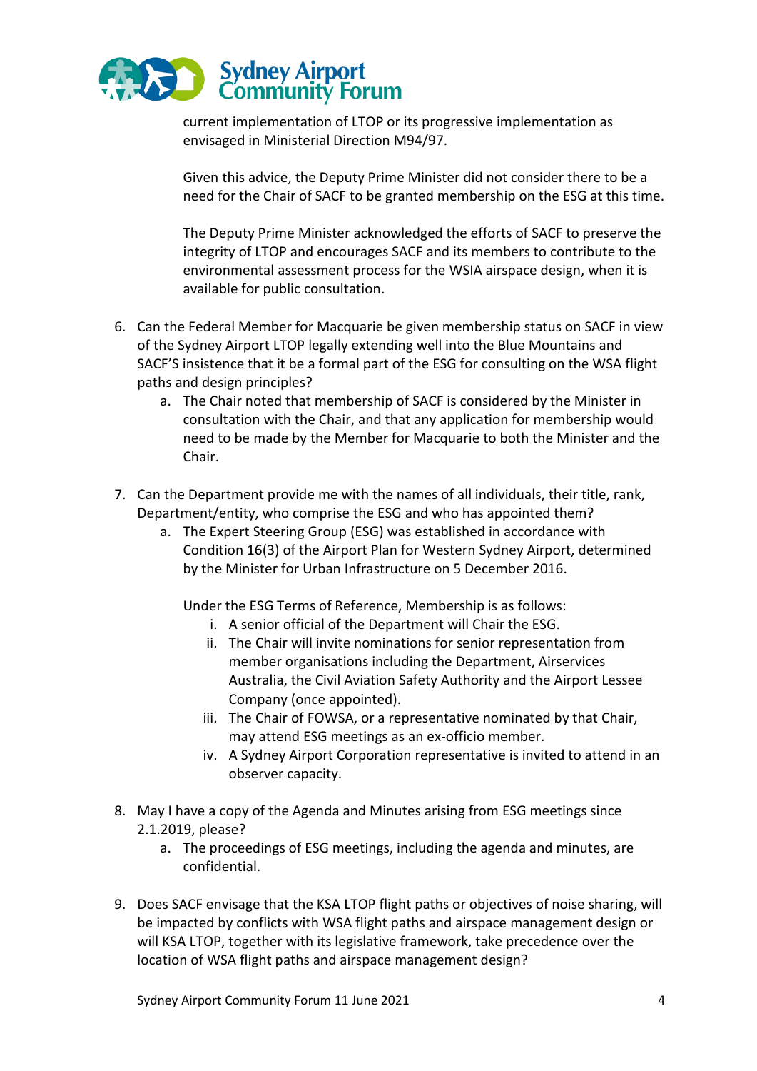current implementation of LTOP or its progressive implementation as envisaged in Ministerial Direction M94/97.

Given this advice, the Deputy Prime Minister did not consider there to be a need for the Chair of SACF to be granted membership on the ESG at this time.

The Deputy Prime Minister acknowledged the efforts of SACF to preserve the integrity of LTOP and encourages SACF and its members to contribute to the environmental assessment process for the WSIA airspace design, when it is available for public consultation.

6. Can the Federal Member for Macquarie be given membership status on SACF in view of the Sydney Airport LTOP legally extending well into the Blue Mountains and SACF'S insistence that it be a formal part of the ESG for consulting on the WSA flight paths and design principles?
   a. The Chair noted that membership of SACF is considered by the Minister in consultation with the Chair, and that any application for membership would need to be made by the Member for Macquarie to both the Minister and the Chair.

7. Can the Department provide me with the names of all individuals, their title, rank, Department/entity, who comprise the ESG and who has appointed them?
   a. The Expert Steering Group (ESG) was established in accordance with Condition 16(3) of the Airport Plan for Western Sydney Airport, determined by the Minister for Urban Infrastructure on 5 December 2016.

      Under the ESG Terms of Reference, Membership is as follows:
      i. A senior official of the Department will Chair the ESG.
      ii. The Chair will invite nominations for senior representation from member organisations including the Department, Airservices Australia, the Civil Aviation Safety Authority and the Airport Lessee Company (once appointed).
      iii. The Chair of FOWSA, or a representative nominated by that Chair, may attend ESG meetings as an ex-officio member.
      iv. A Sydney Airport Corporation representative is invited to attend in an observer capacity.

8. May I have a copy of the Agenda and Minutes arising from ESG meetings since 2.1.2019, please?
   a. The proceedings of ESG meetings, including the agenda and minutes, are confidential.

9. Does SACF envisage that the KSA LTOP flight paths or objectives of noise sharing, will be impacted by conflicts with WSA flight paths and airspace management design or will KSA LTOP, together with its legislative framework, take precedence over the location of WSA flight paths and airspace management design?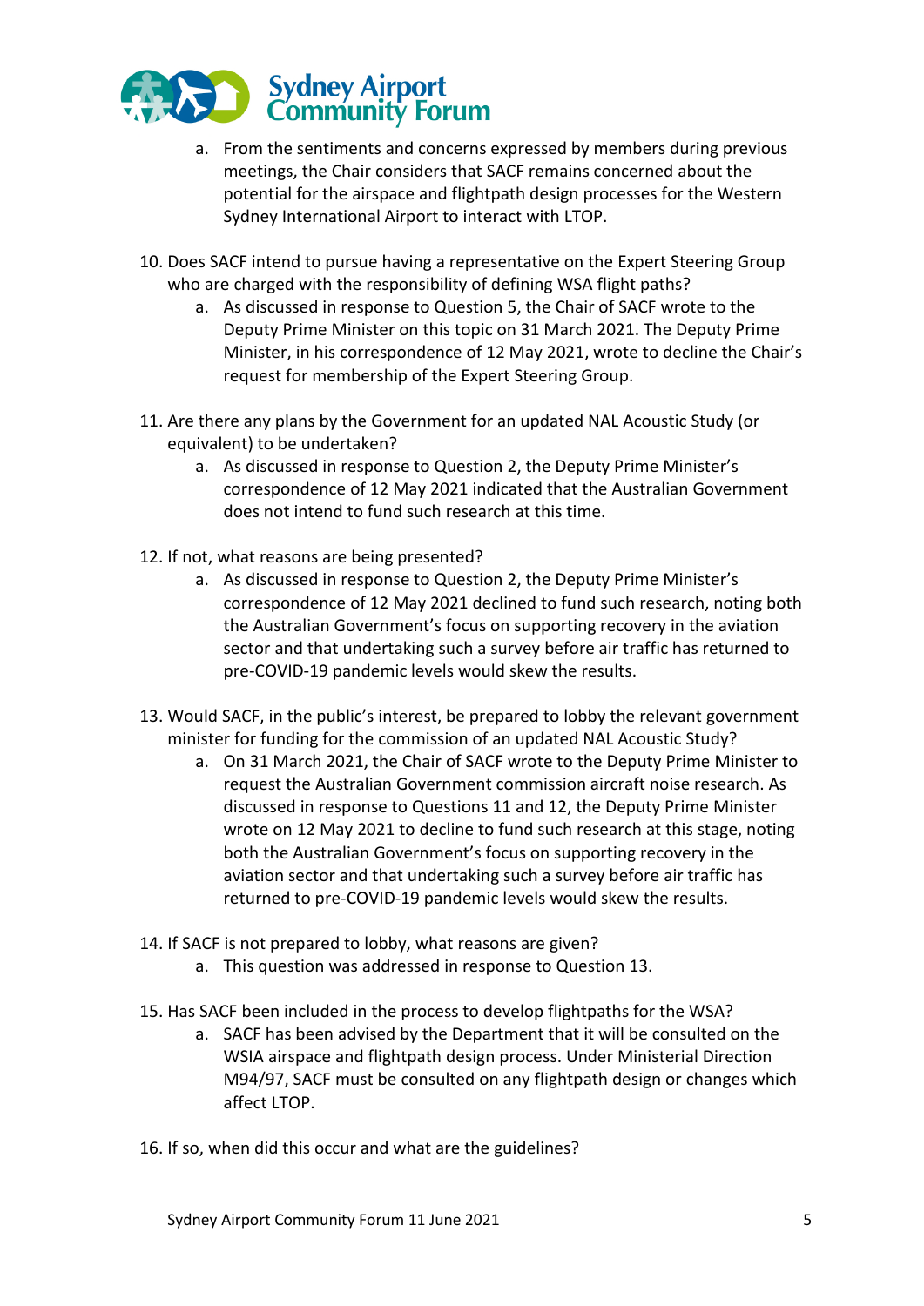a. From the sentiments and concerns expressed by members during previous meetings, the Chair considers that SACF remains concerned about the potential for the airspace and flightpath design processes for the Western Sydney International Airport to interact with LTOP.

10. Does SACF intend to pursue having a representative on the Expert Steering Group who are charged with the responsibility of defining WSA flight paths?
    a. As discussed in response to Question 5, the Chair of SACF wrote to the Deputy Prime Minister on this topic on 31 March 2021. The Deputy Prime Minister, in his correspondence of 12 May 2021, wrote to decline the Chair's request for membership of the Expert Steering Group.

11. Are there any plans by the Government for an updated NAL Acoustic Study (or equivalent) to be undertaken?
    a. As discussed in response to Question 2, the Deputy Prime Minister's correspondence of 12 May 2021 indicated that the Australian Government does not intend to fund such research at this time.

12. If not, what reasons are being presented?
    a. As discussed in response to Question 2, the Deputy Prime Minister's correspondence of 12 May 2021 declined to fund such research, noting both the Australian Government's focus on supporting recovery in the aviation sector and that undertaking such a survey before air traffic has returned to pre-COVID-19 pandemic levels would skew the results.

13. Would SACF, in the public's interest, be prepared to lobby the relevant government minister for funding for the commission of an updated NAL Acoustic Study?
    a. On 31 March 2021, the Chair of SACF wrote to the Deputy Prime Minister to request the Australian Government commission aircraft noise research. As discussed in response to Questions 11 and 12, the Deputy Prime Minister wrote on 12 May 2021 to decline to fund such research at this stage, noting both the Australian Government's focus on supporting recovery in the aviation sector and that undertaking such a survey before air traffic has returned to pre-COVID-19 pandemic levels would skew the results.

14. If SACF is not prepared to lobby, what reasons are given?
    a. This question was addressed in response to Question 13.

15. Has SACF been included in the process to develop flightpaths for the WSA?
    a. SACF has been advised by the Department that it will be consulted on the WSIA airspace and flightpath design process. Under Ministerial Direction M94/97, SACF must be consulted on any flightpath design or changes which affect LTOP.

16. If so, when did this occur and what are the guidelines?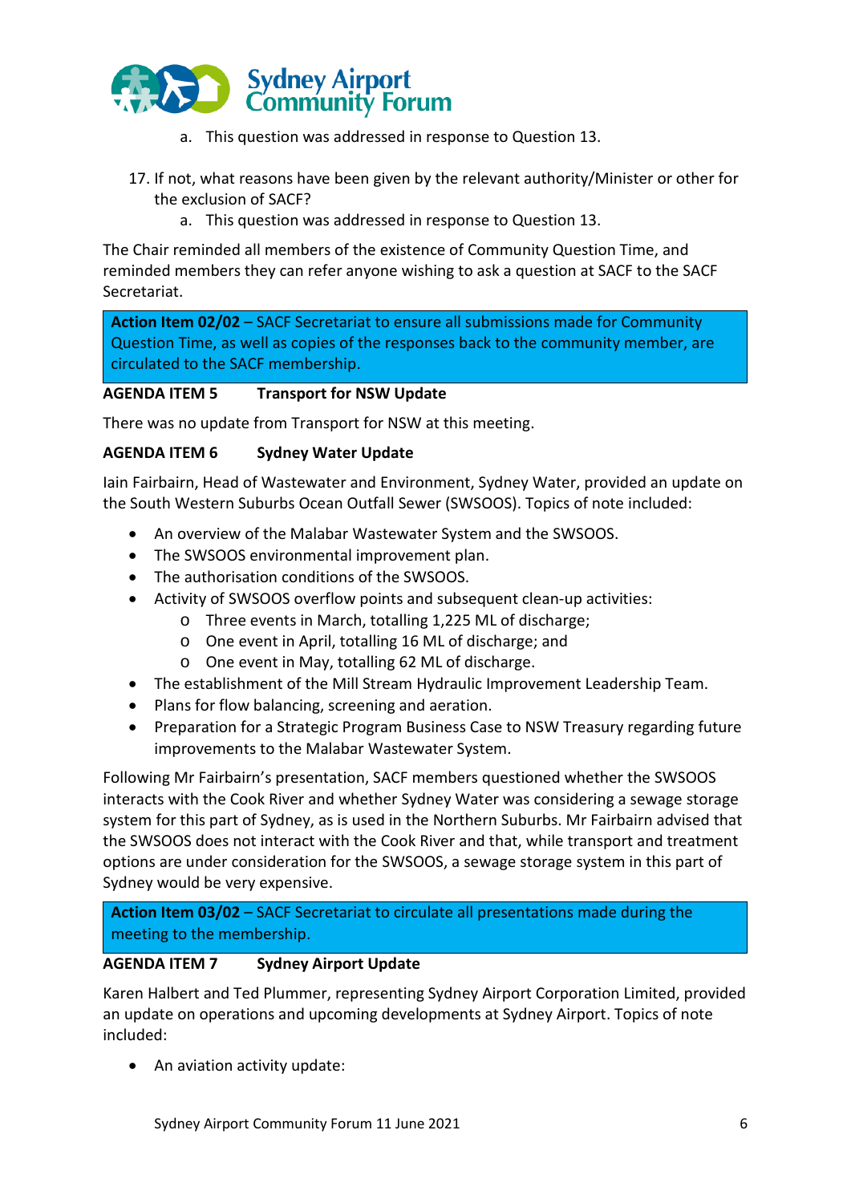a. This question was addressed in response to Question 13.

17. If not, what reasons have been given by the relevant authority/Minister or other for the exclusion of SACF?
    a. This question was addressed in response to Question 13.

The Chair reminded all members of the existence of Community Question Time, and reminded members they can refer anyone wishing to ask a question at SACF to the SACF Secretariat.

> **Action Item 02/02** – SACF Secretariat to ensure all submissions made for Community Question Time, as well as copies of the responses back to the community member, are circulated to the SACF membership.

**AGENDA ITEM 5 Transport for NSW Update**

There was no update from Transport for NSW at this meeting.

**AGENDA ITEM 6 Sydney Water Update**

Iain Fairbairn, Head of Wastewater and Environment, Sydney Water, provided an update on the South Western Suburbs Ocean Outfall Sewer (SWSOOS). Topics of note included:

- An overview of the Malabar Wastewater System and the SWSOOS.
- The SWSOOS environmental improvement plan.
- The authorisation conditions of the SWSOOS.
- Activity of SWSOOS overflow points and subsequent clean-up activities:
  - Three events in March, totalling 1,225 ML of discharge;
  - One event in April, totalling 16 ML of discharge; and
  - One event in May, totalling 62 ML of discharge.
- The establishment of the Mill Stream Hydraulic Improvement Leadership Team.
- Plans for flow balancing, screening and aeration.
- Preparation for a Strategic Program Business Case to NSW Treasury regarding future improvements to the Malabar Wastewater System.

Following Mr Fairbairn's presentation, SACF members questioned whether the SWSOOS interacts with the Cook River and whether Sydney Water was considering a sewage storage system for this part of Sydney, as is used in the Northern Suburbs. Mr Fairbairn advised that the SWSOOS does not interact with the Cook River and that, while transport and treatment options are under consideration for the SWSOOS, a sewage storage system in this part of Sydney would be very expensive.

> **Action Item 03/02** – SACF Secretariat to circulate all presentations made during the meeting to the membership.

**AGENDA ITEM 7 Sydney Airport Update**

Karen Halbert and Ted Plummer, representing Sydney Airport Corporation Limited, provided an update on operations and upcoming developments at Sydney Airport. Topics of note included:

- An aviation activity update: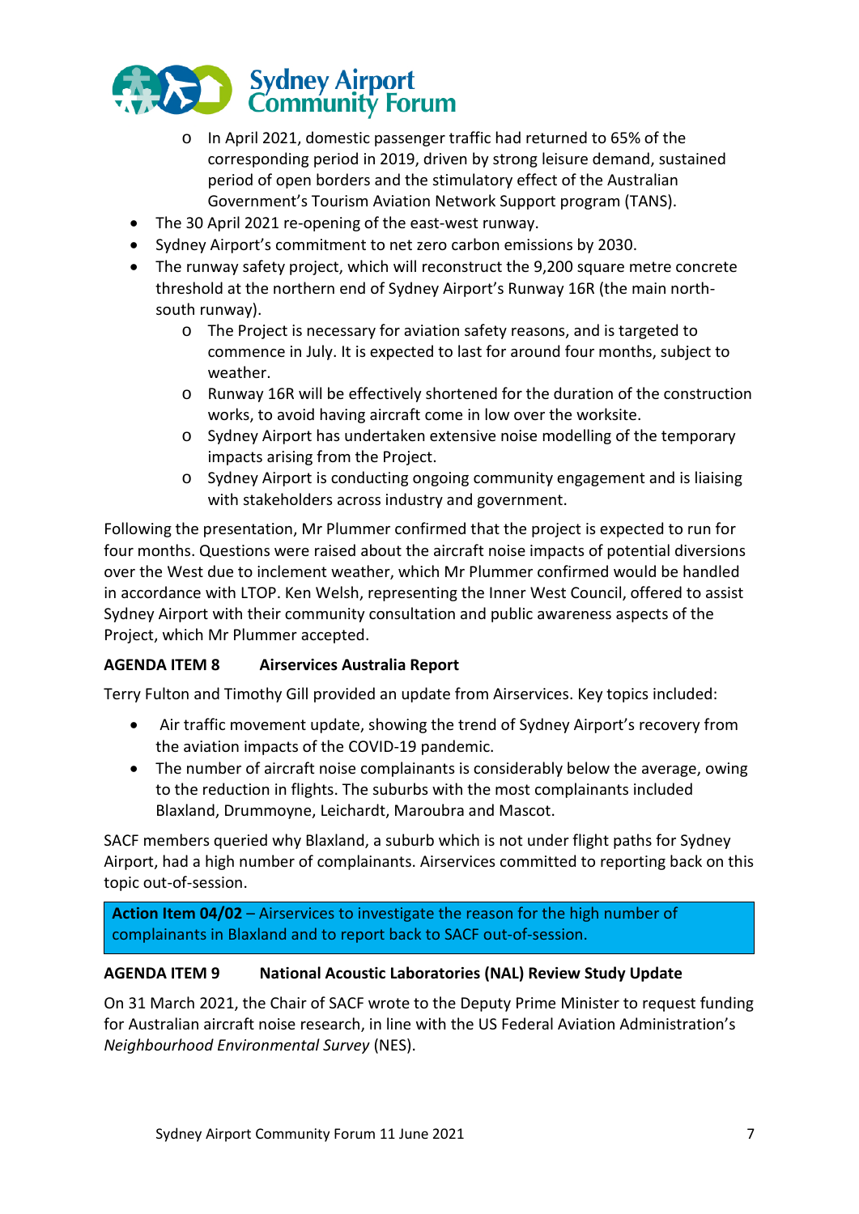- In April 2021, domestic passenger traffic had returned to 65% of the corresponding period in 2019, driven by strong leisure demand, sustained period of open borders and the stimulatory effect of the Australian Government's Tourism Aviation Network Support program (TANS).
- The 30 April 2021 re-opening of the east-west runway.
- Sydney Airport's commitment to net zero carbon emissions by 2030.
- The runway safety project, which will reconstruct the 9,200 square metre concrete threshold at the northern end of Sydney Airport's Runway 16R (the main north-south runway).
  - The Project is necessary for aviation safety reasons, and is targeted to commence in July. It is expected to last for around four months, subject to weather.
  - Runway 16R will be effectively shortened for the duration of the construction works, to avoid having aircraft come in low over the worksite.
  - Sydney Airport has undertaken extensive noise modelling of the temporary impacts arising from the Project.
  - Sydney Airport is conducting ongoing community engagement and is liaising with stakeholders across industry and government.

Following the presentation, Mr Plummer confirmed that the project is expected to run for four months. Questions were raised about the aircraft noise impacts of potential diversions over the West due to inclement weather, which Mr Plummer confirmed would be handled in accordance with LTOP. Ken Welsh, representing the Inner West Council, offered to assist Sydney Airport with their community consultation and public awareness aspects of the Project, which Mr Plummer accepted.

**AGENDA ITEM 8 Airservices Australia Report**

Terry Fulton and Timothy Gill provided an update from Airservices. Key topics included:

- Air traffic movement update, showing the trend of Sydney Airport's recovery from the aviation impacts of the COVID-19 pandemic.
- The number of aircraft noise complainants is considerably below the average, owing to the reduction in flights. The suburbs with the most complainants included Blaxland, Drummoyne, Leichardt, Maroubra and Mascot.

SACF members queried why Blaxland, a suburb which is not under flight paths for Sydney Airport, had a high number of complainants. Airservices committed to reporting back on this topic out-of-session.

**Action Item 04/02** – Airservices to investigate the reason for the high number of complainants in Blaxland and to report back to SACF out-of-session.

**AGENDA ITEM 9 National Acoustic Laboratories (NAL) Review Study Update**

On 31 March 2021, the Chair of SACF wrote to the Deputy Prime Minister to request funding for Australian aircraft noise research, in line with the US Federal Aviation Administration's *Neighbourhood Environmental Survey* (NES).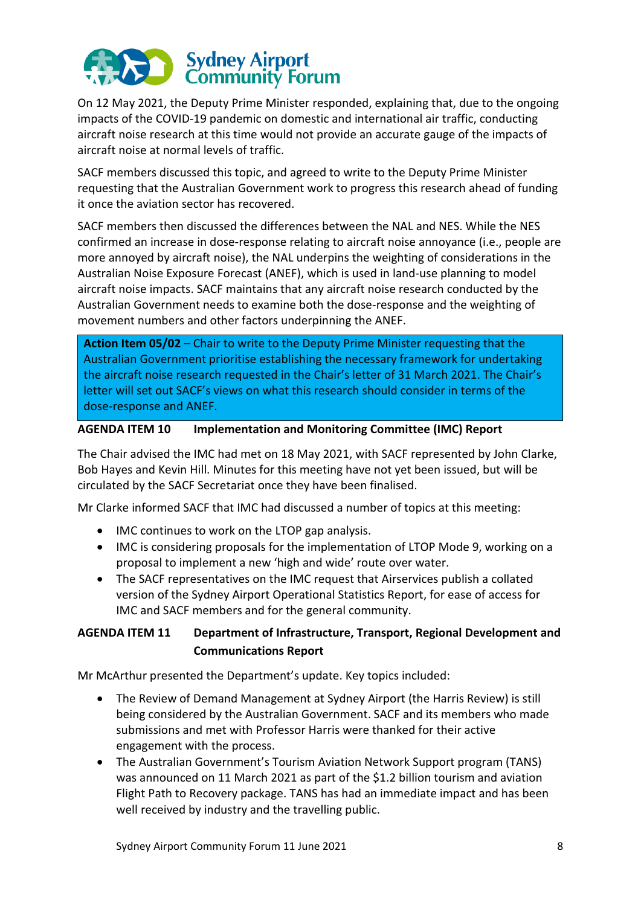On 12 May 2021, the Deputy Prime Minister responded, explaining that, due to the ongoing impacts of the COVID-19 pandemic on domestic and international air traffic, conducting aircraft noise research at this time would not provide an accurate gauge of the impacts of aircraft noise at normal levels of traffic.

SACF members discussed this topic, and agreed to write to the Deputy Prime Minister requesting that the Australian Government work to progress this research ahead of funding it once the aviation sector has recovered.

SACF members then discussed the differences between the NAL and NES. While the NES confirmed an increase in dose-response relating to aircraft noise annoyance (i.e., people are more annoyed by aircraft noise), the NAL underpins the weighting of considerations in the Australian Noise Exposure Forecast (ANEF), which is used in land-use planning to model aircraft noise impacts. SACF maintains that any aircraft noise research conducted by the Australian Government needs to examine both the dose-response and the weighting of movement numbers and other factors underpinning the ANEF.

**Action Item 05/02** – Chair to write to the Deputy Prime Minister requesting that the Australian Government prioritise establishing the necessary framework for undertaking the aircraft noise research requested in the Chair's letter of 31 March 2021. The Chair's letter will set out SACF's views on what this research should consider in terms of the dose-response and ANEF.

## AGENDA ITEM 10 Implementation and Monitoring Committee (IMC) Report

The Chair advised the IMC had met on 18 May 2021, with SACF represented by John Clarke, Bob Hayes and Kevin Hill. Minutes for this meeting have not yet been issued, but will be circulated by the SACF Secretariat once they have been finalised.

Mr Clarke informed SACF that IMC had discussed a number of topics at this meeting:

- IMC continues to work on the LTOP gap analysis.
- IMC is considering proposals for the implementation of LTOP Mode 9, working on a proposal to implement a new 'high and wide' route over water.
- The SACF representatives on the IMC request that Airservices publish a collated version of the Sydney Airport Operational Statistics Report, for ease of access for IMC and SACF members and for the general community.

## AGENDA ITEM 11 Department of Infrastructure, Transport, Regional Development and Communications Report

Mr McArthur presented the Department's update. Key topics included:

- The Review of Demand Management at Sydney Airport (the Harris Review) is still being considered by the Australian Government. SACF and its members who made submissions and met with Professor Harris were thanked for their active engagement with the process.
- The Australian Government's Tourism Aviation Network Support program (TANS) was announced on 11 March 2021 as part of the $1.2 billion tourism and aviation Flight Path to Recovery package. TANS has had an immediate impact and has been well received by industry and the travelling public.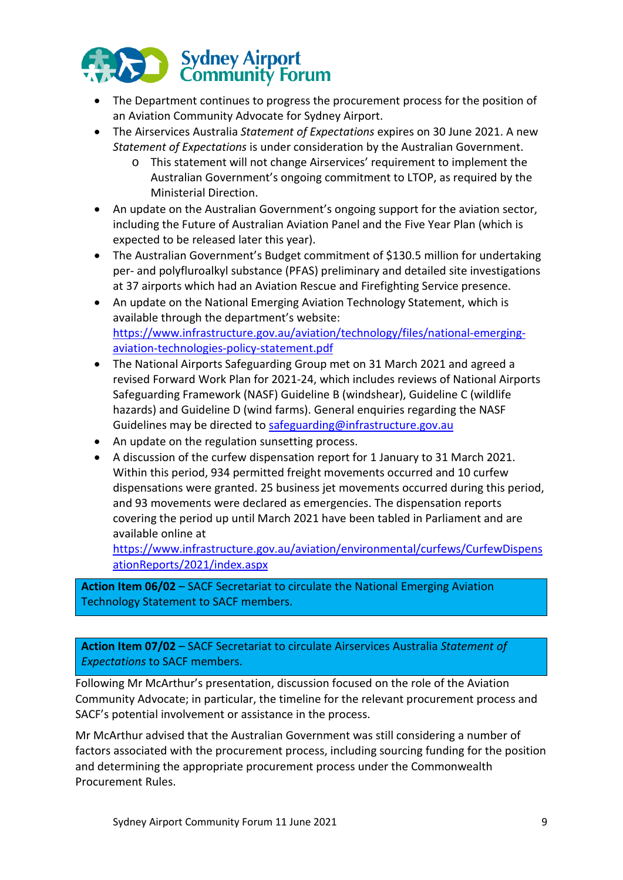- The Department continues to progress the procurement process for the position of an Aviation Community Advocate for Sydney Airport.
- The Airservices Australia *Statement of Expectations* expires on 30 June 2021. A new *Statement of Expectations* is under consideration by the Australian Government.
  - This statement will not change Airservices' requirement to implement the Australian Government's ongoing commitment to LTOP, as required by the Ministerial Direction.
- An update on the Australian Government's ongoing support for the aviation sector, including the Future of Australian Aviation Panel and the Five Year Plan (which is expected to be released later this year).
- The Australian Government's Budget commitment of $130.5 million for undertaking per- and polyfluroalkyl substance (PFAS) preliminary and detailed site investigations at 37 airports which had an Aviation Rescue and Firefighting Service presence.
- An update on the National Emerging Aviation Technology Statement, which is available through the department's website: [https://www.infrastructure.gov.au/aviation/technology/files/national-emerging-aviation-technologies-policy-statement.pdf](https://www.infrastructure.gov.au/aviation/technology/files/national-emerging-aviation-technologies-policy-statement.pdf)
- The National Airports Safeguarding Group met on 31 March 2021 and agreed a revised Forward Work Plan for 2021-24, which includes reviews of National Airports Safeguarding Framework (NASF) Guideline B (windshear), Guideline C (wildlife hazards) and Guideline D (wind farms). General enquiries regarding the NASF Guidelines may be directed to [safeguarding@infrastructure.gov.au](mailto:safeguarding@infrastructure.gov.au)
- An update on the regulation sunsetting process.
- A discussion of the curfew dispensation report for 1 January to 31 March 2021. Within this period, 934 permitted freight movements occurred and 10 curfew dispensations were granted. 25 business jet movements occurred during this period, and 93 movements were declared as emergencies. The dispensation reports covering the period up until March 2021 have been tabled in Parliament and are available online at [https://www.infrastructure.gov.au/aviation/environmental/curfews/CurfewDispensationReports/2021/index.aspx](https://www.infrastructure.gov.au/aviation/environmental/curfews/CurfewDispensationReports/2021/index.aspx)

**Action Item 06/02** – SACF Secretariat to circulate the National Emerging Aviation Technology Statement to SACF members.

**Action Item 07/02** – SACF Secretariat to circulate Airservices Australia *Statement of Expectations* to SACF members.

Following Mr McArthur's presentation, discussion focused on the role of the Aviation Community Advocate; in particular, the timeline for the relevant procurement process and SACF's potential involvement or assistance in the process.

Mr McArthur advised that the Australian Government was still considering a number of factors associated with the procurement process, including sourcing funding for the position and determining the appropriate procurement process under the Commonwealth Procurement Rules.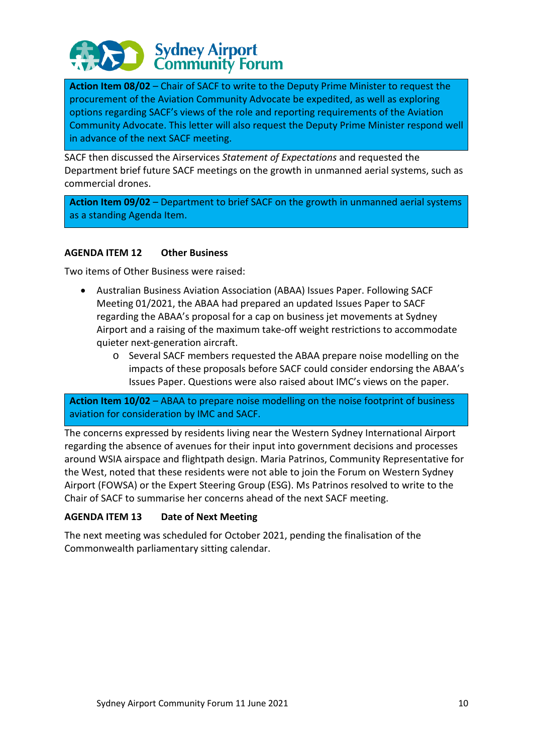**Action Item 08/02** – Chair of SACF to write to the Deputy Prime Minister to request the procurement of the Aviation Community Advocate be expedited, as well as exploring options regarding SACF's views of the role and reporting requirements of the Aviation Community Advocate. This letter will also request the Deputy Prime Minister respond well in advance of the next SACF meeting.

SACF then discussed the Airservices *Statement of Expectations* and requested the Department brief future SACF meetings on the growth in unmanned aerial systems, such as commercial drones.

**Action Item 09/02** – Department to brief SACF on the growth in unmanned aerial systems as a standing Agenda Item.

**AGENDA ITEM 12 Other Business**

Two items of Other Business were raised:

- Australian Business Aviation Association (ABAA) Issues Paper. Following SACF Meeting 01/2021, the ABAA had prepared an updated Issues Paper to SACF regarding the ABAA's proposal for a cap on business jet movements at Sydney Airport and a raising of the maximum take-off weight restrictions to accommodate quieter next-generation aircraft.
    - Several SACF members requested the ABAA prepare noise modelling on the impacts of these proposals before SACF could consider endorsing the ABAA's Issues Paper. Questions were also raised about IMC's views on the paper.

**Action Item 10/02** – ABAA to prepare noise modelling on the noise footprint of business aviation for consideration by IMC and SACF.

The concerns expressed by residents living near the Western Sydney International Airport regarding the absence of avenues for their input into government decisions and processes around WSIA airspace and flightpath design. Maria Patrinos, Community Representative for the West, noted that these residents were not able to join the Forum on Western Sydney Airport (FOWSA) or the Expert Steering Group (ESG). Ms Patrinos resolved to write to the Chair of SACF to summarise her concerns ahead of the next SACF meeting.

**AGENDA ITEM 13 Date of Next Meeting**

The next meeting was scheduled for October 2021, pending the finalisation of the Commonwealth parliamentary sitting calendar.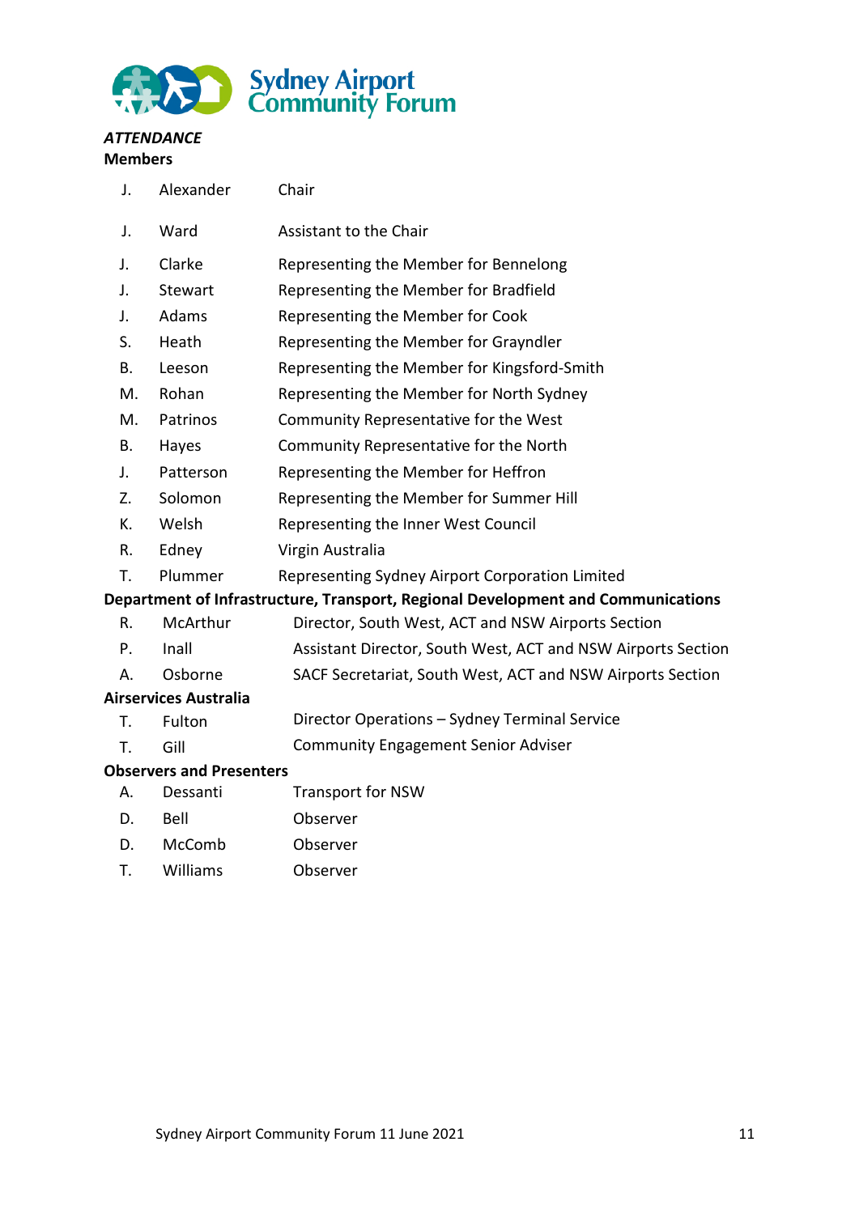Sydney Airport Community Forum

***ATTENDANCE***

**Members**

| | | |
|---|---|---|
| J. | Alexander | Chair |
| J. | Ward | Assistant to the Chair |
| J. | Clarke | Representing the Member for Bennelong |
| J. | Stewart | Representing the Member for Bradfield |
| J. | Adams | Representing the Member for Cook |
| S. | Heath | Representing the Member for Grayndler |
| B. | Leeson | Representing the Member for Kingsford-Smith |
| M. | Rohan | Representing the Member for North Sydney |
| M. | Patrinos | Community Representative for the West |
| B. | Hayes | Community Representative for the North |
| J. | Patterson | Representing the Member for Heffron |
| Z. | Solomon | Representing the Member for Summer Hill |
| K. | Welsh | Representing the Inner West Council |
| R. | Edney | Virgin Australia |
| T. | Plummer | Representing Sydney Airport Corporation Limited |

**Department of Infrastructure, Transport, Regional Development and Communications**

| | | |
|---|---|---|
| R. | McArthur | Director, South West, ACT and NSW Airports Section |
| P. | Inall | Assistant Director, South West, ACT and NSW Airports Section |
| A. | Osborne | SACF Secretariat, South West, ACT and NSW Airports Section |

**Airservices Australia**

| | | |
|---|---|---|
| T. | Fulton | Director Operations – Sydney Terminal Service |
| T. | Gill | Community Engagement Senior Adviser |

**Observers and Presenters**

| | | |
|---|---|---|
| A. | Dessanti | Transport for NSW |
| D. | Bell | Observer |
| D. | McComb | Observer |
| T. | Williams | Observer |